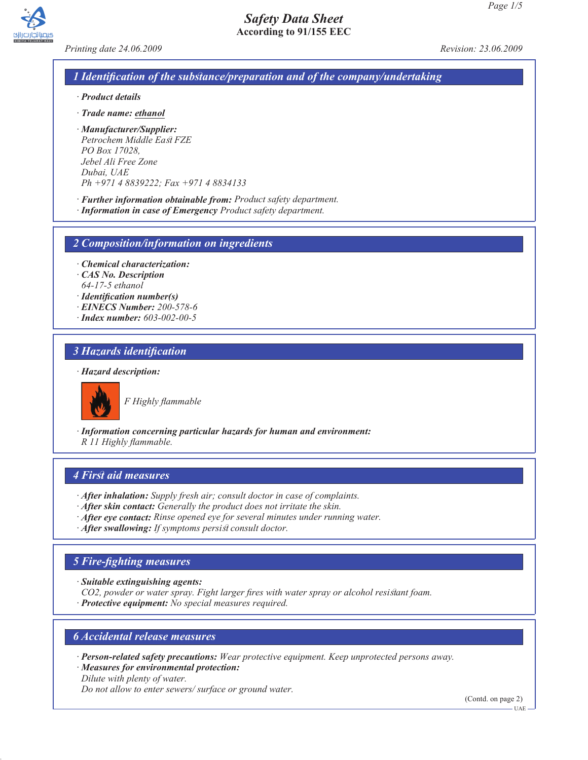# Safety Data Sheet

**According to 91/155 EEC**

*Printing date 24.06.2009* — *Revision: 23.06.2009*

## 1 Identification of the substance/preparation and of the company/undertaking

· ***Product details***

· ***Trade name:*** ***ethanol***

· ***Manufacturer/Supplier:***
*Petrochem Middle East FZE*
*PO Box 17028,*
*Jebel Ali Free Zone*
*Dubai, UAE*
*Ph +971 4 8839222; Fax +971 4 8834133*

· ***Further information obtainable from:*** *Product safety department.*
· ***Information in case of Emergency*** *Product safety department.*

## 2 Composition/information on ingredients

· ***Chemical characterization:***
· ***CAS No. Description***
*64-17-5 ethanol*
· ***Identification number(s)***
· ***EINECS Number:*** *200-578-6*
· ***Index number:*** *603-002-00-5*

## 3 Hazards identification

· ***Hazard description:***

*F Highly flammable*

· ***Information concerning particular hazards for human and environment:***
*R 11 Highly flammable.*

## 4 First aid measures

· ***After inhalation:*** *Supply fresh air; consult doctor in case of complaints.*
· ***After skin contact:*** *Generally the product does not irritate the skin.*
· ***After eye contact:*** *Rinse opened eye for several minutes under running water.*
· ***After swallowing:*** *If symptoms persist consult doctor.*

## 5 Fire-fighting measures

· ***Suitable extinguishing agents:***
*$CO_2$, powder or water spray. Fight larger fires with water spray or alcohol resistant foam.*
· ***Protective equipment:*** *No special measures required.*

## 6 Accidental release measures

· ***Person-related safety precautions:*** *Wear protective equipment. Keep unprotected persons away.*
· ***Measures for environmental protection:***
*Dilute with plenty of water.*
*Do not allow to enter sewers/ surface or ground water.*

(Contd. on page 2)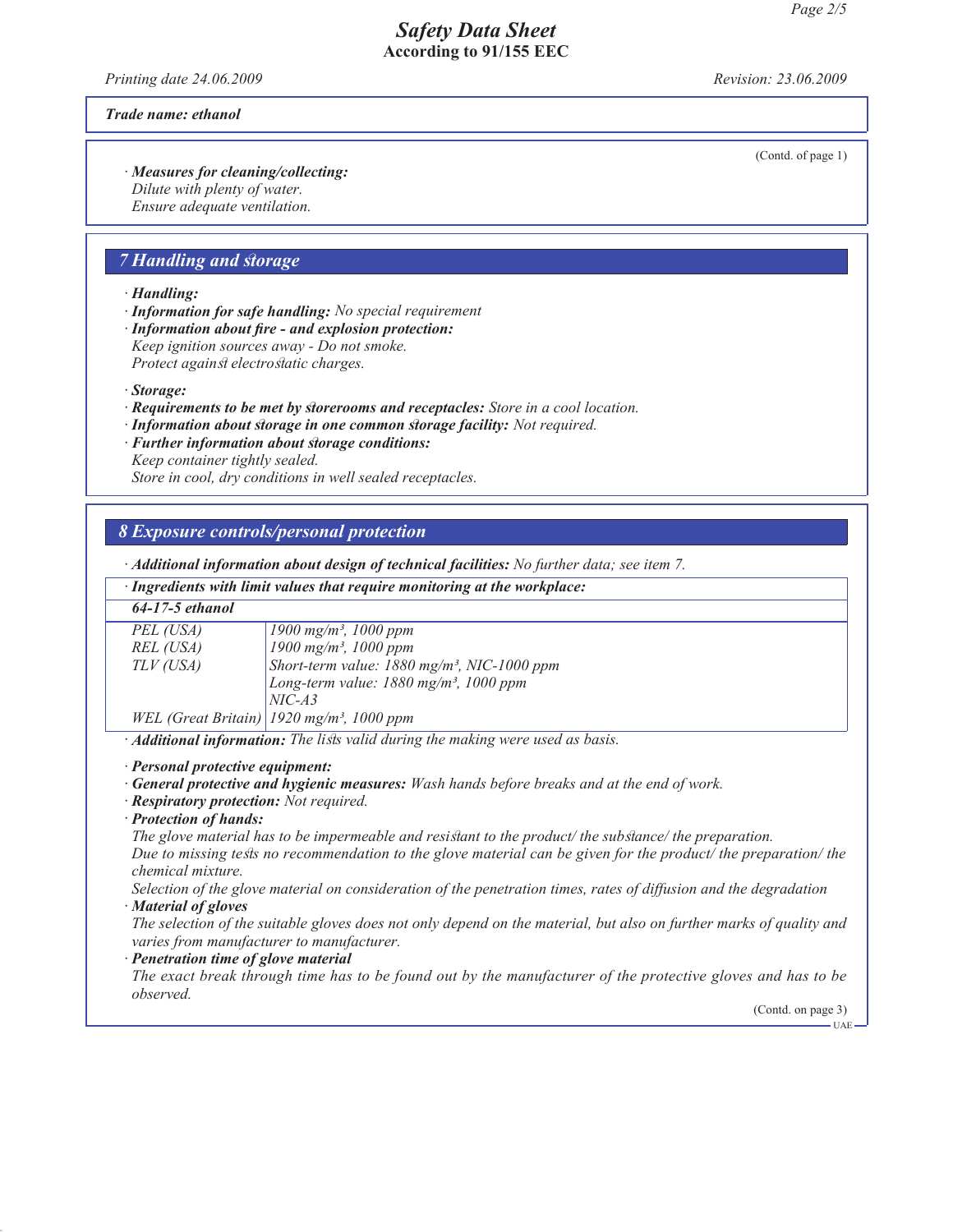**Trade name: ethanol**

(Contd. of page 1)

· ***Measures for cleaning/collecting:***
*Dilute with plenty of water.*
*Ensure adequate ventilation.*

## 7 Handling and storage

· ***Handling:***
· ***Information for safe handling:*** *No special requirement*
· ***Information about fire - and explosion protection:***
*Keep ignition sources away - Do not smoke.*
*Protect against electrostatic charges.*

· ***Storage:***
· ***Requirements to be met by storerooms and receptacles:*** *Store in a cool location.*
· ***Information about storage in one common storage facility:*** *Not required.*
· ***Further information about storage conditions:***
*Keep container tightly sealed.*
*Store in cool, dry conditions in well sealed receptacles.*

## 8 Exposure controls/personal protection

· ***Additional information about design of technical facilities:*** *No further data; see item 7.*

· ***Ingredients with limit values that require monitoring at the workplace:***

| **64-17-5 ethanol** | |
|---|---|
| PEL (USA) | 1900 mg/m³, 1000 ppm |
| REL (USA) | 1900 mg/m³, 1000 ppm |
| TLV (USA) | Short-term value: 1880 mg/m³, NIC-1000 ppm<br>Long-term value: 1880 mg/m³, 1000 ppm<br>NIC-A3 |
| WEL (Great Britain) | 1920 mg/m³, 1000 ppm |

· ***Additional information:*** *The lists valid during the making were used as basis.*

· ***Personal protective equipment:***
· ***General protective and hygienic measures:*** *Wash hands before breaks and at the end of work.*
· ***Respiratory protection:*** *Not required.*
· ***Protection of hands:***
*The glove material has to be impermeable and resistant to the product/ the substance/ the preparation.*
*Due to missing tests no recommendation to the glove material can be given for the product/ the preparation/ the chemical mixture.*
*Selection of the glove material on consideration of the penetration times, rates of diffusion and the degradation*
· ***Material of gloves***
*The selection of the suitable gloves does not only depend on the material, but also on further marks of quality and varies from manufacturer to manufacturer.*
· ***Penetration time of glove material***
*The exact break through time has to be found out by the manufacturer of the protective gloves and has to be observed.*

(Contd. on page 3)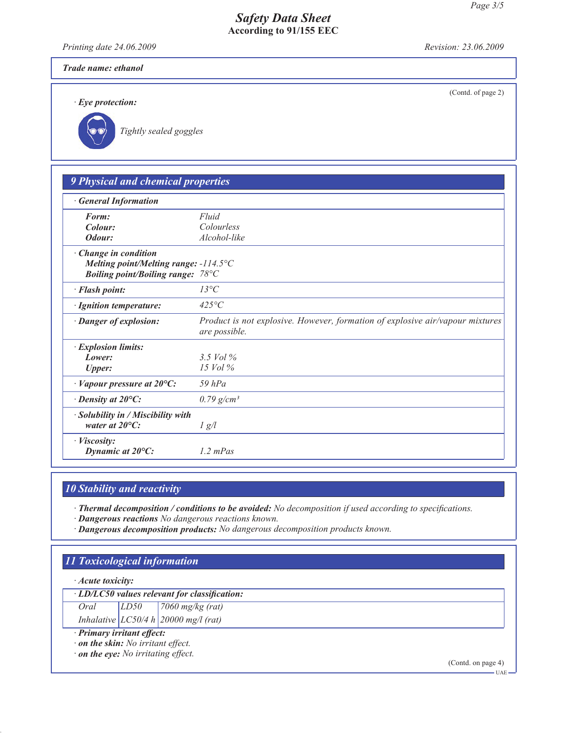**Trade name: ethanol**

(Contd. of page 2)

· **Eye protection:**

*Tightly sealed goggles*

## 9 Physical and chemical properties

| · General Information | |
|---|---|
| **Form:** | Fluid |
| **Colour:** | Colourless |
| **Odour:** | Alcohol-like |
| · **Change in condition** | |
| **Melting point/Melting range:** | -114.5°C |
| **Boiling point/Boiling range:** | 78°C |
| · **Flash point:** | 13°C |
| · **Ignition temperature:** | 425°C |
| · **Danger of explosion:** | Product is not explosive. However, formation of explosive air/vapour mixtures are possible. |
| · **Explosion limits:** | |
| **Lower:** | 3.5 Vol % |
| **Upper:** | 15 Vol % |
| · **Vapour pressure at 20°C:** | 59 hPa |
| · **Density at 20°C:** | 0.79 g/cm³ |
| · **Solubility in / Miscibility with water at 20°C:** | 1 g/l |
| · **Viscosity:** | |
| **Dynamic at 20°C:** | 1.2 mPas |

## 10 Stability and reactivity

· **Thermal decomposition / conditions to be avoided:** No decomposition if used according to specifications.
· **Dangerous reactions** No dangerous reactions known.
· **Dangerous decomposition products:** No dangerous decomposition products known.

## 11 Toxicological information

· **Acute toxicity:**

· **LD/LC50 values relevant for classification:**

| Oral | LD50 | 7060 mg/kg (rat) |
|---|---|---|
| Inhalative | LC50/4 h | 20000 mg/l (rat) |

· **Primary irritant effect:**
· **on the skin:** No irritant effect.
· **on the eye:** No irritating effect.

(Contd. on page 4)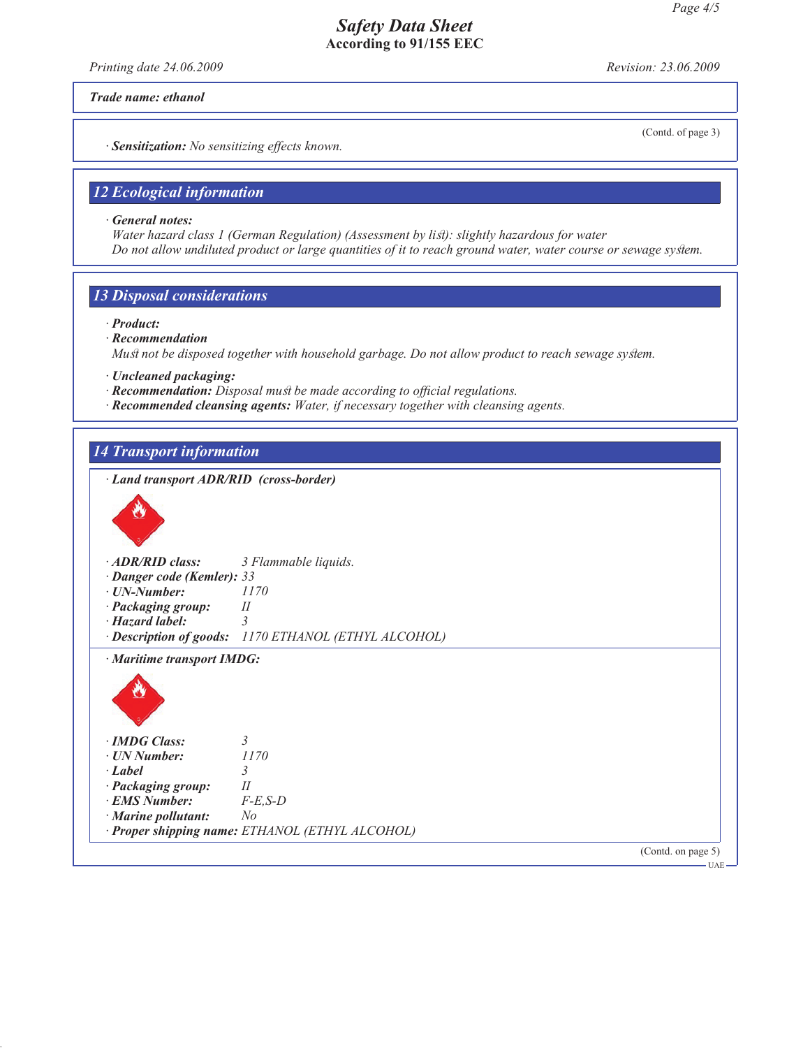**Trade name: ethanol**

(Contd. of page 3)

· **Sensitization:** No sensitizing effects known.

## 12 Ecological information

· **General notes:**
Water hazard class 1 (German Regulation) (Assessment by list): slightly hazardous for water
Do not allow undiluted product or large quantities of it to reach ground water, water course or sewage system.

## 13 Disposal considerations

· **Product:**
· **Recommendation**
Must not be disposed together with household garbage. Do not allow product to reach sewage system.

· **Uncleaned packaging:**
· **Recommendation:** Disposal must be made according to official regulations.
· **Recommended cleansing agents:** Water, if necessary together with cleansing agents.

## 14 Transport information

· **Land transport ADR/RID (cross-border)**

· **ADR/RID class:** 3 Flammable liquids.
· **Danger code (Kemler):** 33
· **UN-Number:** 1170
· **Packaging group:** II
· **Hazard label:** 3
· **Description of goods:** 1170 ETHANOL (ETHYL ALCOHOL)

· **Maritime transport IMDG:**

· **IMDG Class:** 3
· **UN Number:** 1170
· **Label** 3
· **Packaging group:** II
· **EMS Number:** F-E,S-D
· **Marine pollutant:** No
· **Proper shipping name:** ETHANOL (ETHYL ALCOHOL)

(Contd. on page 5)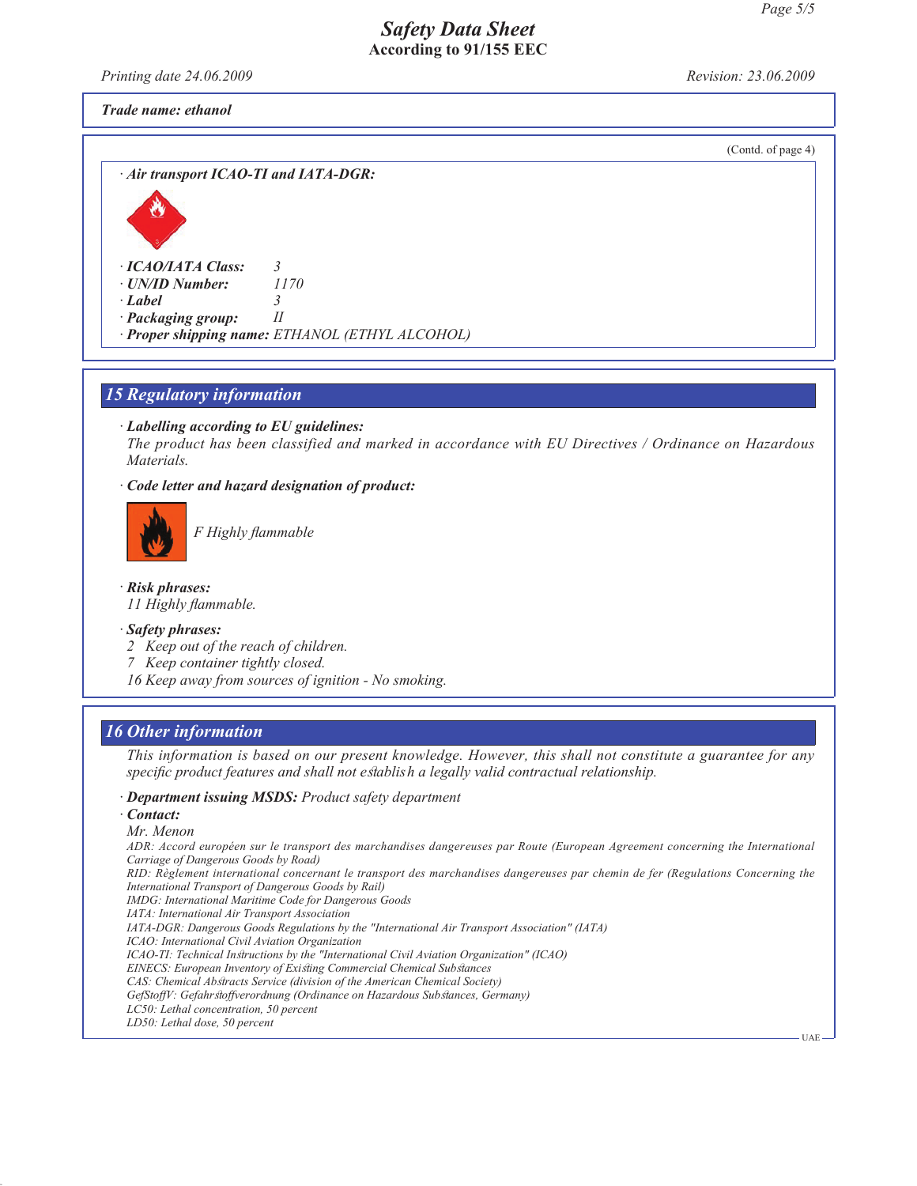**Trade name: ethanol**

(Contd. of page 4)

· **Air transport ICAO-TI and IATA-DGR:**

· **ICAO/IATA Class:** 3
· **UN/ID Number:** 1170
· **Label** 3
· **Packaging group:** II
· **Proper shipping name:** ETHANOL (ETHYL ALCOHOL)

## 15 Regulatory information

· **Labelling according to EU guidelines:**
The product has been classified and marked in accordance with EU Directives / Ordinance on Hazardous Materials.

· **Code letter and hazard designation of product:**

F Highly flammable

· **Risk phrases:**
11 Highly flammable.

· **Safety phrases:**
2 Keep out of the reach of children.
7 Keep container tightly closed.
16 Keep away from sources of ignition - No smoking.

## 16 Other information

This information is based on our present knowledge. However, this shall not constitute a guarantee for any specific product features and shall not establish a legally valid contractual relationship.

· **Department issuing MSDS:** Product safety department
· **Contact:**
Mr. Menon
ADR: Accord européen sur le transport des marchandises dangereuses par Route (European Agreement concerning the International Carriage of Dangerous Goods by Road)
RID: Règlement international concernant le transport des marchandises dangereuses par chemin de fer (Regulations Concerning the International Transport of Dangerous Goods by Rail)
IMDG: International Maritime Code for Dangerous Goods
IATA: International Air Transport Association
IATA-DGR: Dangerous Goods Regulations by the "International Air Transport Association" (IATA)
ICAO: International Civil Aviation Organization
ICAO-TI: Technical Instructions by the "International Civil Aviation Organization" (ICAO)
EINECS: European Inventory of Existing Commercial Chemical Substances
CAS: Chemical Abstracts Service (division of the American Chemical Society)
GefStoffV: Gefahrstoffverordnung (Ordinance on Hazardous Substances, Germany)
LC50: Lethal concentration, 50 percent
LD50: Lethal dose, 50 percent